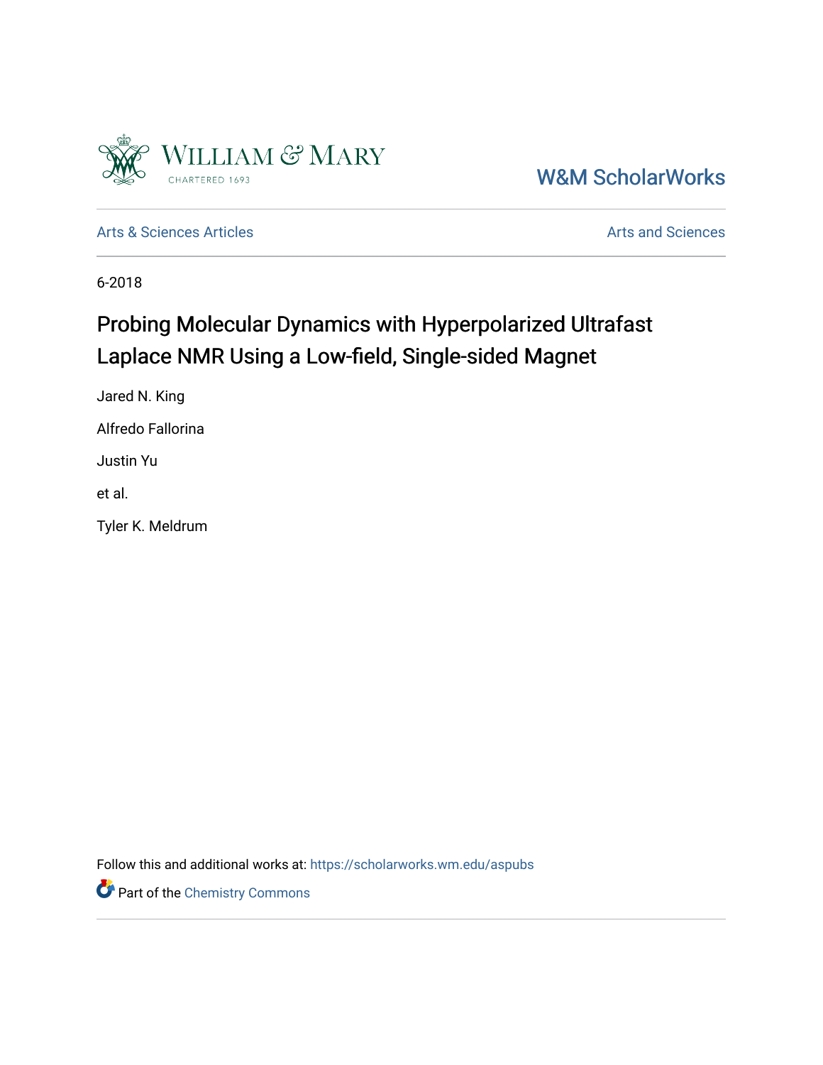William & Mary
CHARTERED 1693

W&M ScholarWorks

Arts & Sciences Articles

Arts and Sciences

6-2018

# Probing Molecular Dynamics with Hyperpolarized Ultrafast Laplace NMR Using a Low-field, Single-sided Magnet

Jared N. King

Alfredo Fallorina

Justin Yu

et al.

Tyler K. Meldrum

Follow this and additional works at: https://scholarworks.wm.edu/aspubs

Part of the Chemistry Commons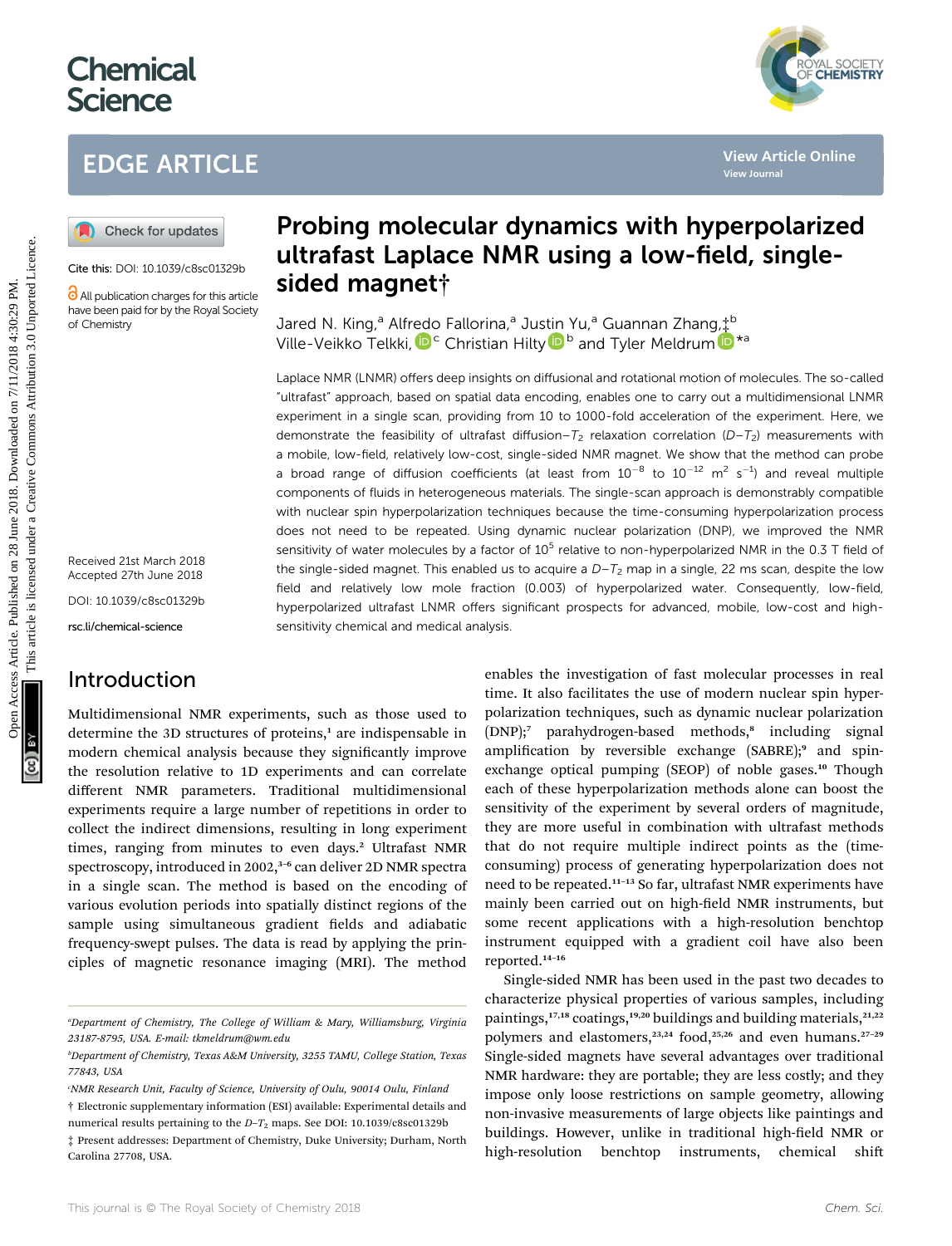# Chemical Science

## EDGE ARTICLE

Cite this: DOI: 10.1039/c8sc01329b

All publication charges for this article have been paid for by the Royal Society of Chemistry

Received 21st March 2018
Accepted 27th June 2018

DOI: 10.1039/c8sc01329b

rsc.li/chemical-science

# Probing molecular dynamics with hyperpolarized ultrafast Laplace NMR using a low-field, single-sided magnet†

Jared N. King,[a] Alfredo Fallorina,[a] Justin Yu,[a] Guannan Zhang,‡[b] Ville-Veikko Telkki,[c] Christian Hilty[b] and Tyler Meldrum*[a]

Laplace NMR (LNMR) offers deep insights on diffusional and rotational motion of molecules. The so-called "ultrafast" approach, based on spatial data encoding, enables one to carry out a multidimensional LNMR experiment in a single scan, providing from 10 to 1000-fold acceleration of the experiment. Here, we demonstrate the feasibility of ultrafast diffusion–$T_2$ relaxation correlation ($D$–$T_2$) measurements with a mobile, low-field, relatively low-cost, single-sided NMR magnet. We show that the method can probe a broad range of diffusion coefficients (at least from $10^{-8}$ to $10^{-12}$ m$^2$ s$^{-1}$) and reveal multiple components of fluids in heterogeneous materials. The single-scan approach is demonstrably compatible with nuclear spin hyperpolarization techniques because the time-consuming hyperpolarization process does not need to be repeated. Using dynamic nuclear polarization (DNP), we improved the NMR sensitivity of water molecules by a factor of $10^5$ relative to non-hyperpolarized NMR in the 0.3 T field of the single-sided magnet. This enabled us to acquire a $D$–$T_2$ map in a single, 22 ms scan, despite the low field and relatively low mole fraction (0.003) of hyperpolarized water. Consequently, low-field, hyperpolarized ultrafast LNMR offers significant prospects for advanced, mobile, low-cost and high-sensitivity chemical and medical analysis.

## Introduction

Multidimensional NMR experiments, such as those used to determine the 3D structures of proteins,[1] are indispensable in modern chemical analysis because they significantly improve the resolution relative to 1D experiments and can correlate different NMR parameters. Traditional multidimensional experiments require a large number of repetitions in order to collect the indirect dimensions, resulting in long experiment times, ranging from minutes to even days.[2] Ultrafast NMR spectroscopy, introduced in 2002,[3–6] can deliver 2D NMR spectra in a single scan. The method is based on the encoding of various evolution periods into spatially distinct regions of the sample using simultaneous gradient fields and adiabatic frequency-swept pulses. The data is read by applying the principles of magnetic resonance imaging (MRI). The method enables the investigation of fast molecular processes in real time. It also facilitates the use of modern nuclear spin hyperpolarization techniques, such as dynamic nuclear polarization (DNP);[7] parahydrogen-based methods,[8] including signal amplification by reversible exchange (SABRE);[9] and spin-exchange optical pumping (SEOP) of noble gases.[10] Though each of these hyperpolarization methods alone can boost the sensitivity of the experiment by several orders of magnitude, they are more useful in combination with ultrafast methods that do not require multiple indirect points as the (time-consuming) process of generating hyperpolarization does not need to be repeated.[11–13] So far, ultrafast NMR experiments have mainly been carried out on high-field NMR instruments, but some recent applications with a high-resolution benchtop instrument equipped with a gradient coil have also been reported.[14–16]

Single-sided NMR has been used in the past two decades to characterize physical properties of various samples, including paintings,[17,18] coatings,[19,20] buildings and building materials,[21,22] polymers and elastomers,[23,24] food,[25,26] and even humans.[27–29] Single-sided magnets have several advantages over traditional NMR hardware: they are portable; they are less costly; and they impose only loose restrictions on sample geometry, allowing non-invasive measurements of large objects like paintings and buildings. However, unlike in traditional high-field NMR or high-resolution benchtop instruments, chemical shift

---

[a] Department of Chemistry, The College of William & Mary, Williamsburg, Virginia 23187-8795, USA. E-mail: tkmeldrum@wm.edu

[b] Department of Chemistry, Texas A&M University, 3255 TAMU, College Station, Texas 77843, USA

[c] NMR Research Unit, Faculty of Science, University of Oulu, 90014 Oulu, Finland

† Electronic supplementary information (ESI) available: Experimental details and numerical results pertaining to the $D$–$T_2$ maps. See DOI: 10.1039/c8sc01329b

‡ Present addresses: Department of Chemistry, Duke University; Durham, North Carolina 27708, USA.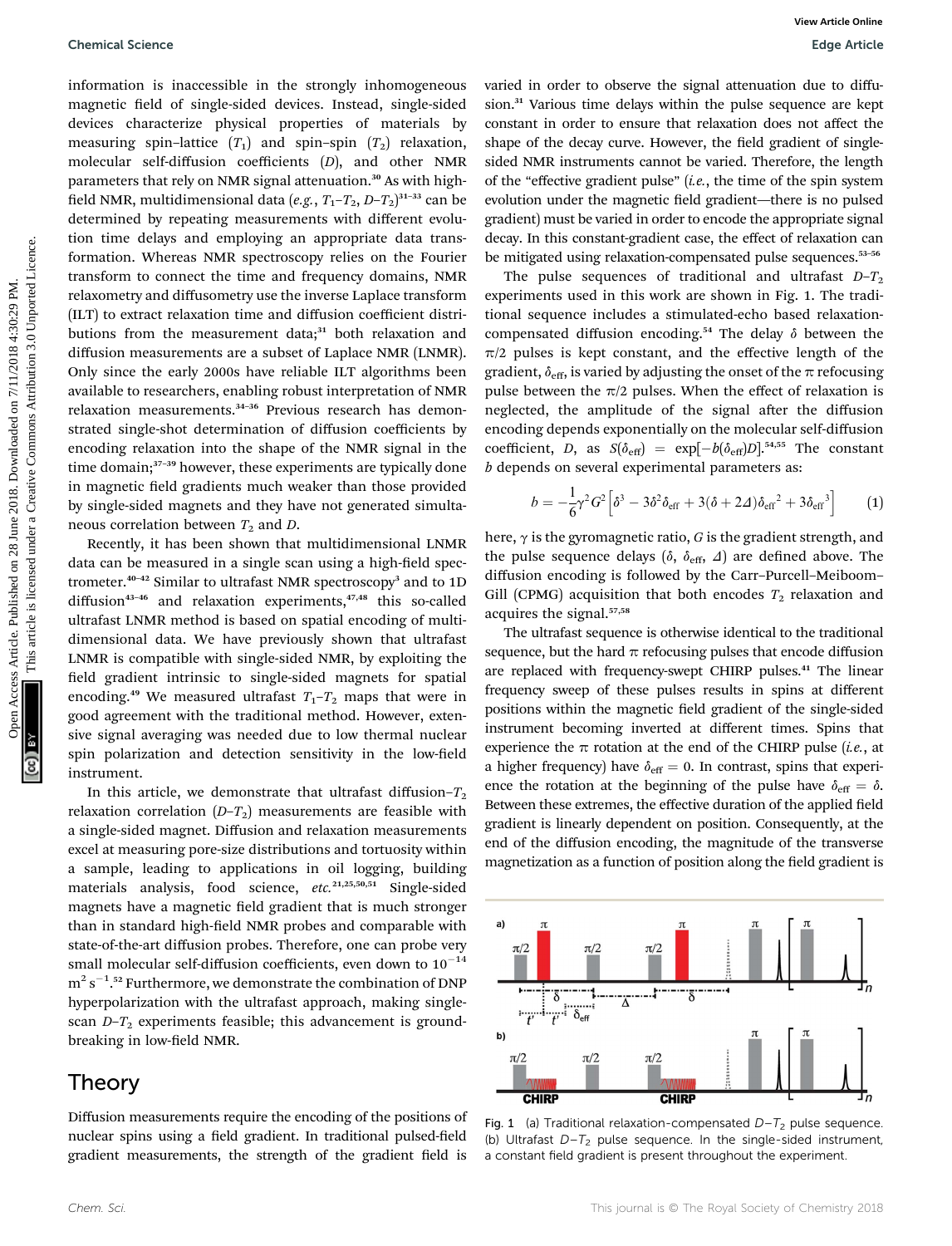information is inaccessible in the strongly inhomogeneous magnetic field of single-sided devices. Instead, single-sided devices characterize physical properties of materials by measuring spin–lattice ($T_1$) and spin–spin ($T_2$) relaxation, molecular self-diffusion coefficients ($D$), and other NMR parameters that rely on NMR signal attenuation.[30] As with high-field NMR, multidimensional data (*e.g.*, $T_1$–$T_2$, $D$–$T_2$)[31–33] can be determined by repeating measurements with different evolution time delays and employing an appropriate data transformation. Whereas NMR spectroscopy relies on the Fourier transform to connect the time and frequency domains, NMR relaxometry and diffusometry use the inverse Laplace transform (ILT) to extract relaxation time and diffusion coefficient distributions from the measurement data;[31] both relaxation and diffusion measurements are a subset of Laplace NMR (LNMR). Only since the early 2000s have reliable ILT algorithms been available to researchers, enabling robust interpretation of NMR relaxation measurements.[34–36] Previous research has demonstrated single-shot determination of diffusion coefficients by encoding relaxation into the shape of the NMR signal in the time domain;[37–39] however, these experiments are typically done in magnetic field gradients much weaker than those provided by single-sided magnets and they have not generated simultaneous correlation between $T_2$ and $D$.

Recently, it has been shown that multidimensional LNMR data can be measured in a single scan using a high-field spectrometer.[40–42] Similar to ultrafast NMR spectroscopy[3] and to 1D diffusion[43–46] and relaxation experiments,[47,48] this so-called ultrafast LNMR method is based on spatial encoding of multidimensional data. We have previously shown that ultrafast LNMR is compatible with single-sided NMR, by exploiting the field gradient intrinsic to single-sided magnets for spatial encoding.[49] We measured ultrafast $T_1$–$T_2$ maps that were in good agreement with the traditional method. However, extensive signal averaging was needed due to low thermal nuclear spin polarization and detection sensitivity in the low-field instrument.

In this article, we demonstrate that ultrafast diffusion–$T_2$ relaxation correlation ($D$–$T_2$) measurements are feasible with a single-sided magnet. Diffusion and relaxation measurements excel at measuring pore-size distributions and tortuosity within a sample, leading to applications in oil logging, building materials analysis, food science, *etc.*[21,25,50,51] Single-sided magnets have a magnetic field gradient that is much stronger than in standard high-field NMR probes and comparable with state-of-the-art diffusion probes. Therefore, one can probe very small molecular self-diffusion coefficients, even down to $10^{-14}$ $m^2$ $s^{-1}$.[52] Furthermore, we demonstrate the combination of DNP hyperpolarization with the ultrafast approach, making single-scan $D$–$T_2$ experiments feasible; this advancement is groundbreaking in low-field NMR.

## Theory

Diffusion measurements require the encoding of the positions of nuclear spins using a field gradient. In traditional pulsed-field gradient measurements, the strength of the gradient field is varied in order to observe the signal attenuation due to diffusion.[31] Various time delays within the pulse sequence are kept constant in order to ensure that relaxation does not affect the shape of the decay curve. However, the field gradient of single-sided NMR instruments cannot be varied. Therefore, the length of the "effective gradient pulse" (*i.e.*, the time of the spin system evolution under the magnetic field gradient—there is no pulsed gradient) must be varied in order to encode the appropriate signal decay. In this constant-gradient case, the effect of relaxation can be mitigated using relaxation-compensated pulse sequences.[53–56]

The pulse sequences of traditional and ultrafast $D$–$T_2$ experiments used in this work are shown in Fig. 1. The traditional sequence includes a stimulated-echo based relaxation-compensated diffusion encoding.[54] The delay $\delta$ between the $\pi/2$ pulses is kept constant, and the effective length of the gradient, $\delta_{eff}$, is varied by adjusting the onset of the $\pi$ refocusing pulse between the $\pi/2$ pulses. When the effect of relaxation is neglected, the amplitude of the signal after the diffusion encoding depends exponentially on the molecular self-diffusion coefficient, $D$, as $S(\delta_{eff}) = \exp[-b(\delta_{eff})D]$.[54,55] The constant $b$ depends on several experimental parameters as:

$$b = -\frac{1}{6}\gamma^2 G^2 \left[\delta^3 - 3\delta^2\delta_{eff} + 3(\delta + 2\Delta)\delta_{eff}{}^2 + 3\delta_{eff}{}^3\right] \quad (1)$$

here, $\gamma$ is the gyromagnetic ratio, $G$ is the gradient strength, and the pulse sequence delays ($\delta$, $\delta_{eff}$, $\Delta$) are defined above. The diffusion encoding is followed by the Carr–Purcell–Meiboom–Gill (CPMG) acquisition that both encodes $T_2$ relaxation and acquires the signal.[57,58]

The ultrafast sequence is otherwise identical to the traditional sequence, but the hard $\pi$ refocusing pulses that encode diffusion are replaced with frequency-swept CHIRP pulses.[41] The linear frequency sweep of these pulses results in spins at different positions within the magnetic field gradient of the single-sided instrument becoming inverted at different times. Spins that experience the $\pi$ rotation at the end of the CHIRP pulse (*i.e.*, at a higher frequency) have $\delta_{eff} = 0$. In contrast, spins that experience the rotation at the beginning of the pulse have $\delta_{eff} = \delta$. Between these extremes, the effective duration of the applied field gradient is linearly dependent on position. Consequently, at the end of the diffusion encoding, the magnitude of the transverse magnetization as a function of position along the field gradient is

Fig. 1 (a) Traditional relaxation-compensated $D$–$T_2$ pulse sequence. (b) Ultrafast $D$–$T_2$ pulse sequence. In the single-sided instrument, a constant field gradient is present throughout the experiment.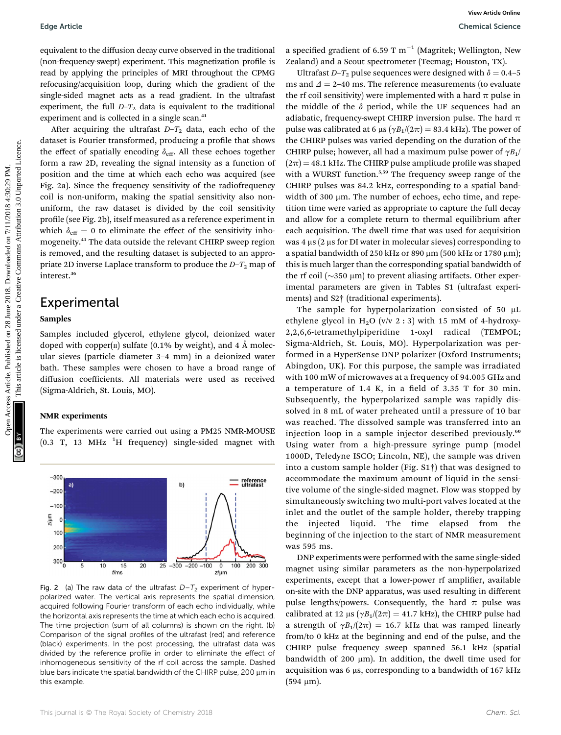equivalent to the diffusion decay curve observed in the traditional (non-frequency-swept) experiment. This magnetization profile is read by applying the principles of MRI throughout the CPMG refocusing/acquisition loop, during which the gradient of the single-sided magnet acts as a read gradient. In the ultrafast experiment, the full $D$–$T_2$ data is equivalent to the traditional experiment and is collected in a single scan.[41]

After acquiring the ultrafast $D$–$T_2$ data, each echo of the dataset is Fourier transformed, producing a profile that shows the effect of spatially encoding $\delta_{\mathrm{eff}}$. All these echoes together form a raw 2D, revealing the signal intensity as a function of position and the time at which each echo was acquired (see Fig. 2a). Since the frequency sensitivity of the radiofrequency coil is non-uniform, making the spatial sensitivity also non-uniform, the raw dataset is divided by the coil sensitivity profile (see Fig. 2b), itself measured as a reference experiment in which $\delta_{\mathrm{eff}} = 0$ to eliminate the effect of the sensitivity inhomogeneity.[41] The data outside the relevant CHIRP sweep region is removed, and the resulting dataset is subjected to an appropriate 2D inverse Laplace transform to produce the $D$–$T_2$ map of interest.[36]

## Experimental

### Samples

Samples included glycerol, ethylene glycol, deionized water doped with copper(II) sulfate (0.1% by weight), and 4 Å molecular sieves (particle diameter 3–4 mm) in a deionized water bath. These samples were chosen to have a broad range of diffusion coefficients. All materials were used as received (Sigma-Aldrich, St. Louis, MO).

### NMR experiments

The experiments were carried out using a PM25 NMR-MOUSE (0.3 T, 13 MHz $^1$H frequency) single-sided magnet with a specified gradient of 6.59 T m$^{-1}$ (Magritek; Wellington, New Zealand) and a Scout spectrometer (Tecmag; Houston, TX).

Fig. 2 (a) The raw data of the ultrafast $D$–$T_2$ experiment of hyperpolarized water. The vertical axis represents the spatial dimension, acquired following Fourier transform of each echo individually, while the horizontal axis represents the time at which each echo is acquired. The time projection (sum of all columns) is shown on the right. (b) Comparison of the signal profiles of the ultrafast (red) and reference (black) experiments. In the post processing, the ultrafast data was divided by the reference profile in order to eliminate the effect of inhomogeneous sensitivity of the rf coil across the sample. Dashed blue bars indicate the spatial bandwidth of the CHIRP pulse, 200 µm in this example.

Ultrafast $D$–$T_2$ pulse sequences were designed with $\delta = 0.4$–5 ms and $\Delta = 2$–40 ms. The reference measurements (to evaluate the rf coil sensitivity) were implemented with a hard $\pi$ pulse in the middle of the $\delta$ period, while the UF sequences had an adiabatic, frequency-swept CHIRP inversion pulse. The hard $\pi$ pulse was calibrated at 6 µs ($\gamma B_1/(2\pi) = 83.4$ kHz). The power of the CHIRP pulses was varied depending on the duration of the CHIRP pulse; however, all had a maximum pulse power of $\gamma B_1/(2\pi) = 48.1$ kHz. The CHIRP pulse amplitude profile was shaped with a WURST function.[5,59] The frequency sweep range of the CHIRP pulses was 84.2 kHz, corresponding to a spatial bandwidth of 300 µm. The number of echoes, echo time, and repetition time were varied as appropriate to capture the full decay and allow for a complete return to thermal equilibrium after each acquisition. The dwell time that was used for acquisition was 4 µs (2 µs for DI water in molecular sieves) corresponding to a spatial bandwidth of 250 kHz or 890 µm (500 kHz or 1780 µm); this is much larger than the corresponding spatial bandwidth of the rf coil (~350 µm) to prevent aliasing artifacts. Other experimental parameters are given in Tables S1 (ultrafast experiments) and S2† (traditional experiments).

The sample for hyperpolarization consisted of 50 µL ethylene glycol in $H_2O$ (v/v 2 : 3) with 15 mM of 4-hydroxy-2,2,6,6-tetramethylpiperidine 1-oxyl radical (TEMPOL; Sigma-Aldrich, St. Louis, MO). Hyperpolarization was performed in a HyperSense DNP polarizer (Oxford Instruments; Abingdon, UK). For this purpose, the sample was irradiated with 100 mW of microwaves at a frequency of 94.005 GHz and a temperature of 1.4 K, in a field of 3.35 T for 30 min. Subsequently, the hyperpolarized sample was rapidly dissolved in 8 mL of water preheated until a pressure of 10 bar was reached. The dissolved sample was transferred into an injection loop in a sample injector described previously.[60] Using water from a high-pressure syringe pump (model 1000D, Teledyne ISCO; Lincoln, NE), the sample was driven into a custom sample holder (Fig. S1†) that was designed to accommodate the maximum amount of liquid in the sensitive volume of the single-sided magnet. Flow was stopped by simultaneously switching two multi-port valves located at the inlet and the outlet of the sample holder, thereby trapping the injected liquid. The time elapsed from the beginning of the injection to the start of NMR measurement was 595 ms.

DNP experiments were performed with the same single-sided magnet using similar parameters as the non-hyperpolarized experiments, except that a lower-power rf amplifier, available on-site with the DNP apparatus, was used resulting in different pulse lengths/powers. Consequently, the hard $\pi$ pulse was calibrated at 12 µs ($\gamma B_1/(2\pi) = 41.7$ kHz), the CHIRP pulse had a strength of $\gamma B_1/(2\pi) = 16.7$ kHz that was ramped linearly from/to 0 kHz at the beginning and end of the pulse, and the CHIRP pulse frequency sweep spanned 56.1 kHz (spatial bandwidth of 200 µm). In addition, the dwell time used for acquisition was 6 µs, corresponding to a bandwidth of 167 kHz (594 µm).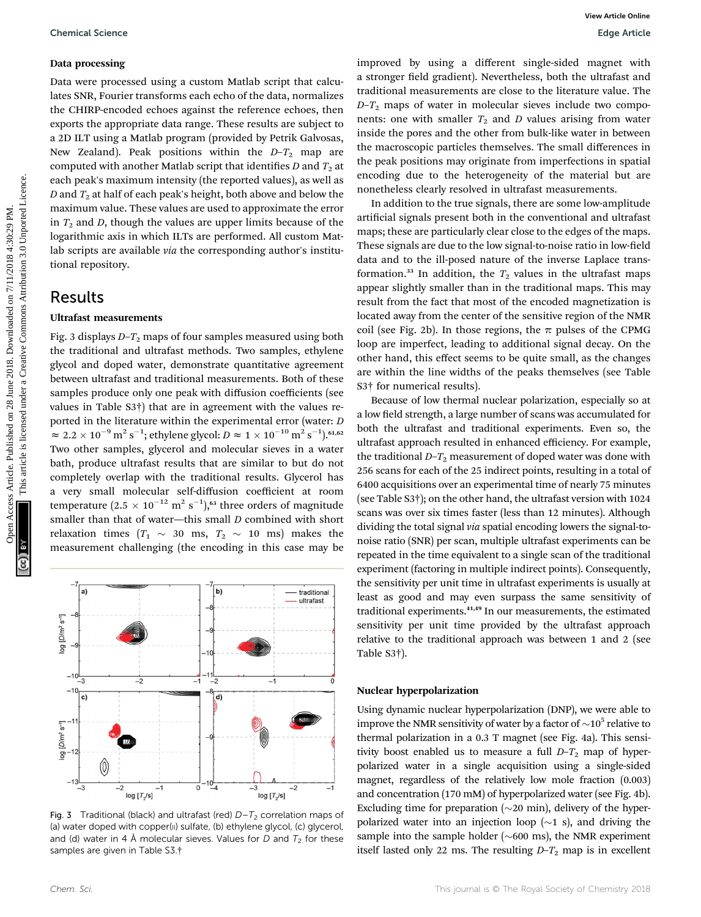### Data processing

Data were processed using a custom Matlab script that calculates SNR, Fourier transforms each echo of the data, normalizes the CHIRP-encoded echoes against the reference echoes, then exports the appropriate data range. These results are subject to a 2D ILT using a Matlab program (provided by Petrik Galvosas, New Zealand). Peak positions within the $D$–$T_2$ map are computed with another Matlab script that identifies $D$ and $T_2$ at each peak's maximum intensity (the reported values), as well as $D$ and $T_2$ at half of each peak's height, both above and below the maximum value. These values are used to approximate the error in $T_2$ and $D$, though the values are upper limits because of the logarithmic axis in which ILTs are performed. All custom Matlab scripts are available *via* the corresponding author's institutional repository.

## Results

### Ultrafast measurements

Fig. 3 displays $D$–$T_2$ maps of four samples measured using both the traditional and ultrafast methods. Two samples, ethylene glycol and doped water, demonstrate quantitative agreement between ultrafast and traditional measurements. Both of these samples produce only one peak with diffusion coefficients (see values in Table S3†) that are in agreement with the values reported in the literature within the experimental error (water: $D \approx 2.2 \times 10^{-9}$ m$^2$ s$^{-1}$; ethylene glycol: $D \approx 1 \times 10^{-10}$ m$^2$ s$^{-1}$).[61,62] Two other samples, glycerol and molecular sieves in a water bath, produce ultrafast results that are similar to but do not completely overlap with the traditional results. Glycerol has a very small molecular self-diffusion coefficient at room temperature ($2.5 \times 10^{-12}$ m$^2$ s$^{-1}$),[63] three orders of magnitude smaller than that of water—this small $D$ combined with short relaxation times ($T_1 \sim 30$ ms, $T_2 \sim 10$ ms) makes the measurement challenging (the encoding in this case may be improved by using a different single-sided magnet with a stronger field gradient). Nevertheless, both the ultrafast and traditional measurements are close to the literature value. The $D$–$T_2$ maps of water in molecular sieves include two components: one with smaller $T_2$ and $D$ values arising from water inside the pores and the other from bulk-like water in between the macroscopic particles themselves. The small differences in the peak positions may originate from imperfections in spatial encoding due to the heterogeneity of the material but are nonetheless clearly resolved in ultrafast measurements.

In addition to the true signals, there are some low-amplitude artificial signals present both in the conventional and ultrafast maps; these are particularly clear close to the edges of the maps. These signals are due to the low signal-to-noise ratio in low-field data and to the ill-posed nature of the inverse Laplace transformation.[33] In addition, the $T_2$ values in the ultrafast maps appear slightly smaller than in the traditional maps. This may result from the fact that most of the encoded magnetization is located away from the center of the sensitive region of the NMR coil (see Fig. 2b). In those regions, the $\pi$ pulses of the CPMG loop are imperfect, leading to additional signal decay. On the other hand, this effect seems to be quite small, as the changes are within the line widths of the peaks themselves (see Table S3† for numerical results).

Because of low thermal nuclear polarization, especially so at a low field strength, a large number of scans was accumulated for both the ultrafast and traditional experiments. Even so, the ultrafast approach resulted in enhanced efficiency. For example, the traditional $D$–$T_2$ measurement of doped water was done with 256 scans for each of the 25 indirect points, resulting in a total of 6400 acquisitions over an experimental time of nearly 75 minutes (see Table S3†); on the other hand, the ultrafast version with 1024 scans was over six times faster (less than 12 minutes). Although dividing the total signal *via* spatial encoding lowers the signal-to-noise ratio (SNR) per scan, multiple ultrafast experiments can be repeated in the time equivalent to a single scan of the traditional experiment (factoring in multiple indirect points). Consequently, the sensitivity per unit time in ultrafast experiments is usually at least as good and may even surpass the same sensitivity of traditional experiments.[41,49] In our measurements, the estimated sensitivity per unit time provided by the ultrafast approach relative to the traditional approach was between 1 and 2 (see Table S3†).

Fig. 3 Traditional (black) and ultrafast (red) $D$–$T_2$ correlation maps of (a) water doped with copper(II) sulfate, (b) ethylene glycol, (c) glycerol, and (d) water in 4 Å molecular sieves. Values for $D$ and $T_2$ for these samples are given in Table S3.†

### Nuclear hyperpolarization

Using dynamic nuclear hyperpolarization (DNP), we were able to improve the NMR sensitivity of water by a factor of $\sim 10^5$ relative to thermal polarization in a 0.3 T magnet (see Fig. 4a). This sensitivity boost enabled us to measure a full $D$–$T_2$ map of hyperpolarized water in a single acquisition using a single-sided magnet, regardless of the relatively low mole fraction (0.003) and concentration (170 mM) of hyperpolarized water (see Fig. 4b). Excluding time for preparation ($\sim$20 min), delivery of the hyperpolarized water into an injection loop ($\sim$1 s), and driving the sample into the sample holder ($\sim$600 ms), the NMR experiment itself lasted only 22 ms. The resulting $D$–$T_2$ map is in excellent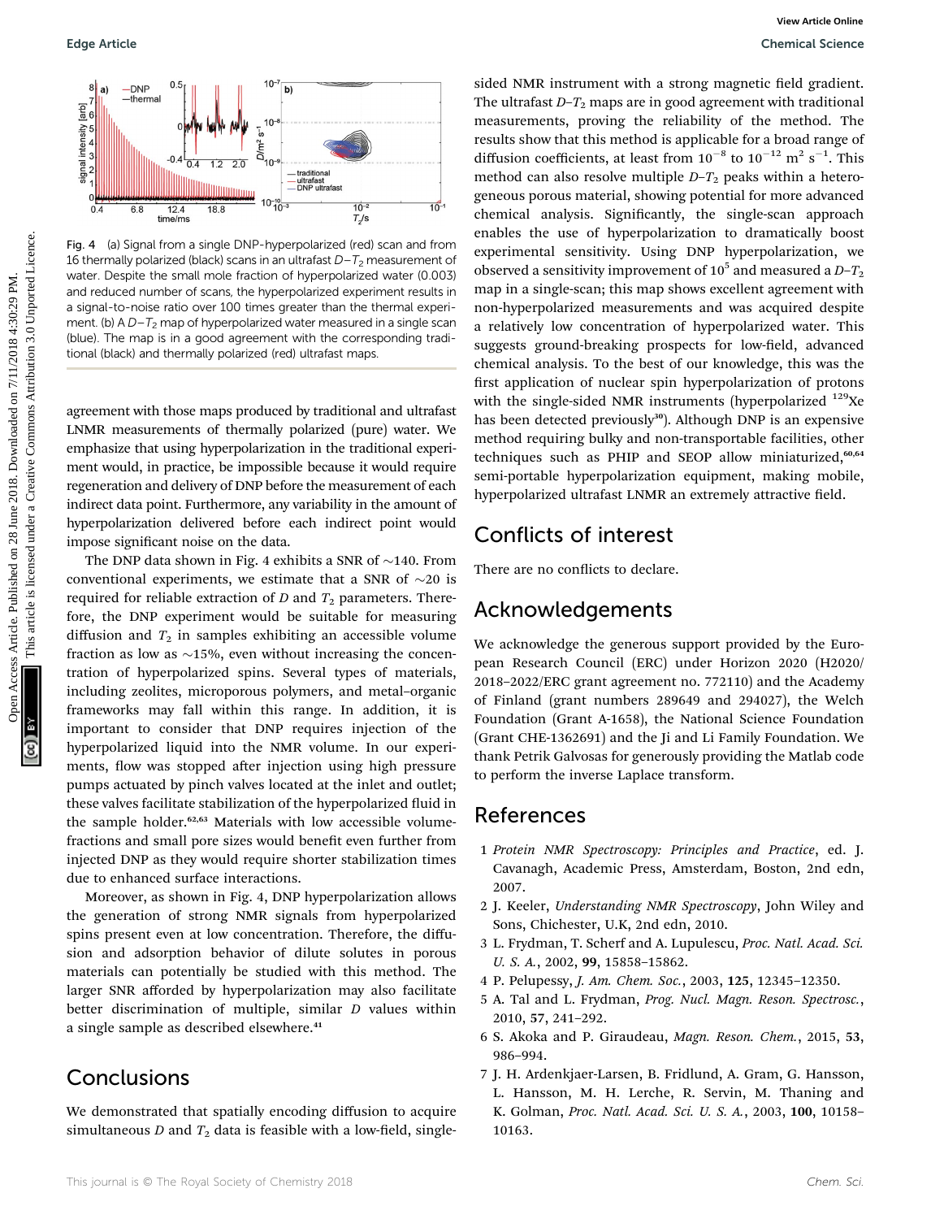Fig. 4 (a) Signal from a single DNP-hyperpolarized (red) scan and from 16 thermally polarized (black) scans in an ultrafast $D$–$T_2$ measurement of water. Despite the small mole fraction of hyperpolarized water (0.003) and reduced number of scans, the hyperpolarized experiment results in a signal-to-noise ratio over 100 times greater than the thermal experiment. (b) A $D$–$T_2$ map of hyperpolarized water measured in a single scan (blue). The map is in a good agreement with the corresponding traditional (black) and thermally polarized (red) ultrafast maps.

agreement with those maps produced by traditional and ultrafast LNMR measurements of thermally polarized (pure) water. We emphasize that using hyperpolarization in the traditional experiment would, in practice, be impossible because it would require regeneration and delivery of DNP before the measurement of each indirect data point. Furthermore, any variability in the amount of hyperpolarization delivered before each indirect point would impose significant noise on the data.

The DNP data shown in Fig. 4 exhibits a SNR of ~140. From conventional experiments, we estimate that a SNR of ~20 is required for reliable extraction of $D$ and $T_2$ parameters. Therefore, the DNP experiment would be suitable for measuring diffusion and $T_2$ in samples exhibiting an accessible volume fraction as low as ~15%, even without increasing the concentration of hyperpolarized spins. Several types of materials, including zeolites, microporous polymers, and metal–organic frameworks may fall within this range. In addition, it is important to consider that DNP requires injection of the hyperpolarized liquid into the NMR volume. In our experiments, flow was stopped after injection using high pressure pumps actuated by pinch valves located at the inlet and outlet; these valves facilitate stabilization of the hyperpolarized fluid in the sample holder.[62,63] Materials with low accessible volume-fractions and small pore sizes would benefit even further from injected DNP as they would require shorter stabilization times due to enhanced surface interactions.

Moreover, as shown in Fig. 4, DNP hyperpolarization allows the generation of strong NMR signals from hyperpolarized spins present even at low concentration. Therefore, the diffusion and adsorption behavior of dilute solutes in porous materials can potentially be studied with this method. The larger SNR afforded by hyperpolarization may also facilitate better discrimination of multiple, similar $D$ values within a single sample as described elsewhere.[41]

## Conclusions

We demonstrated that spatially encoding diffusion to acquire simultaneous $D$ and $T_2$ data is feasible with a low-field, single-sided NMR instrument with a strong magnetic field gradient. The ultrafast $D$–$T_2$ maps are in good agreement with traditional measurements, proving the reliability of the method. The results show that this method is applicable for a broad range of diffusion coefficients, at least from $10^{-8}$ to $10^{-12}$ m$^2$ s$^{-1}$. This method can also resolve multiple $D$–$T_2$ peaks within a heterogeneous porous material, showing potential for more advanced chemical analysis. Significantly, the single-scan approach enables the use of hyperpolarization to dramatically boost experimental sensitivity. Using DNP hyperpolarization, we observed a sensitivity improvement of $10^5$ and measured a $D$–$T_2$ map in a single-scan; this map shows excellent agreement with non-hyperpolarized measurements and was acquired despite a relatively low concentration of hyperpolarized water. This suggests ground-breaking prospects for low-field, advanced chemical analysis. To the best of our knowledge, this was the first application of nuclear spin hyperpolarization of protons with the single-sided NMR instruments (hyperpolarized $^{129}$Xe has been detected previously[30]). Although DNP is an expensive method requiring bulky and non-transportable facilities, other techniques such as PHIP and SEOP allow miniaturized,[60,64] semi-portable hyperpolarization equipment, making mobile, hyperpolarized ultrafast LNMR an extremely attractive field.

## Conflicts of interest

There are no conflicts to declare.

## Acknowledgements

We acknowledge the generous support provided by the European Research Council (ERC) under Horizon 2020 (H2020/2018–2022/ERC grant agreement no. 772110) and the Academy of Finland (grant numbers 289649 and 294027), the Welch Foundation (Grant A-1658), the National Science Foundation (Grant CHE-1362691) and the Ji and Li Family Foundation. We thank Petrik Galvosas for generously providing the Matlab code to perform the inverse Laplace transform.

## References

1. *Protein NMR Spectroscopy: Principles and Practice*, ed. J. Cavanagh, Academic Press, Amsterdam, Boston, 2nd edn, 2007.
2. J. Keeler, *Understanding NMR Spectroscopy*, John Wiley and Sons, Chichester, U.K, 2nd edn, 2010.
3. L. Frydman, T. Scherf and A. Lupulescu, *Proc. Natl. Acad. Sci. U. S. A.*, 2002, **99**, 15858–15862.
4. P. Pelupessy, *J. Am. Chem. Soc.*, 2003, **125**, 12345–12350.
5. A. Tal and L. Frydman, *Prog. Nucl. Magn. Reson. Spectrosc.*, 2010, 57, 241–292.
6. S. Akoka and P. Giraudeau, *Magn. Reson. Chem.*, 2015, **53**, 986–994.
7. J. H. Ardenkjaer-Larsen, B. Fridlund, A. Gram, G. Hansson, L. Hansson, M. H. Lerche, R. Servin, M. Thaning and K. Golman, *Proc. Natl. Acad. Sci. U. S. A.*, 2003, **100**, 10158–10163.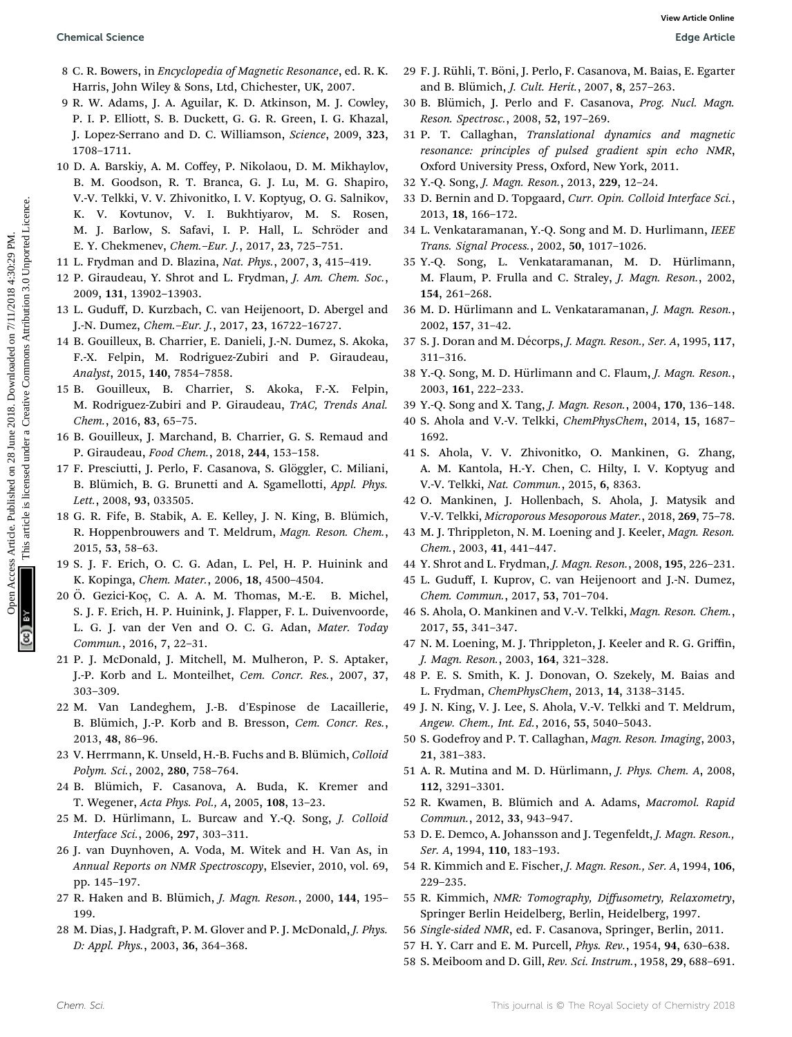8 C. R. Bowers, in *Encyclopedia of Magnetic Resonance*, ed. R. K. Harris, John Wiley & Sons, Ltd, Chichester, UK, 2007.

9 R. W. Adams, J. A. Aguilar, K. D. Atkinson, M. J. Cowley, P. I. P. Elliott, S. B. Duckett, G. G. R. Green, I. G. Khazal, J. Lopez-Serrano and D. C. Williamson, *Science*, 2009, **323**, 1708–1711.

10 D. A. Barskiy, A. M. Coffey, P. Nikolaou, D. M. Mikhaylov, B. M. Goodson, R. T. Branca, G. J. Lu, M. G. Shapiro, V.-V. Telkki, V. V. Zhivonitko, I. V. Koptyug, O. G. Salnikov, K. V. Kovtunov, V. I. Bukhtiyarov, M. S. Rosen, M. J. Barlow, S. Safavi, I. P. Hall, L. Schröder and E. Y. Chekmenev, *Chem.–Eur. J.*, 2017, **23**, 725–751.

11 L. Frydman and D. Blazina, *Nat. Phys.*, 2007, **3**, 415–419.

12 P. Giraudeau, Y. Shrot and L. Frydman, *J. Am. Chem. Soc.*, 2009, **131**, 13902–13903.

13 L. Guduff, D. Kurzbach, C. van Heijenoort, D. Abergel and J.-N. Dumez, *Chem.–Eur. J.*, 2017, **23**, 16722–16727.

14 B. Gouilleux, B. Charrier, E. Danieli, J.-N. Dumez, S. Akoka, F.-X. Felpin, M. Rodriguez-Zubiri and P. Giraudeau, *Analyst*, 2015, **140**, 7854–7858.

15 B. Gouilleux, B. Charrier, S. Akoka, F.-X. Felpin, M. Rodriguez-Zubiri and P. Giraudeau, *TrAC, Trends Anal. Chem.*, 2016, **83**, 65–75.

16 B. Gouilleux, J. Marchand, B. Charrier, G. S. Remaud and P. Giraudeau, *Food Chem.*, 2018, **244**, 153–158.

17 F. Presciutti, J. Perlo, F. Casanova, S. Glöggler, C. Miliani, B. Blümich, B. G. Brunetti and A. Sgamellotti, *Appl. Phys. Lett.*, 2008, **93**, 033505.

18 G. R. Fife, B. Stabik, A. E. Kelley, J. N. King, B. Blümich, R. Hoppenbrouwers and T. Meldrum, *Magn. Reson. Chem.*, 2015, **53**, 58–63.

19 S. J. F. Erich, O. C. G. Adan, L. Pel, H. P. Huinink and K. Kopinga, *Chem. Mater.*, 2006, **18**, 4500–4504.

20 Ö. Gezici-Koç, C. A. A. M. Thomas, M.-E. B. Michel, S. J. F. Erich, H. P. Huinink, J. Flapper, F. L. Duivenvoorde, L. G. J. van der Ven and O. C. G. Adan, *Mater. Today Commun.*, 2016, **7**, 22–31.

21 P. J. McDonald, J. Mitchell, M. Mulheron, P. S. Aptaker, J.-P. Korb and L. Monteilhet, *Cem. Concr. Res.*, 2007, **37**, 303–309.

22 M. Van Landeghem, J.-B. d'Espinose de Lacaillerie, B. Blümich, J.-P. Korb and B. Bresson, *Cem. Concr. Res.*, 2013, **48**, 86–96.

23 V. Herrmann, K. Unseld, H.-B. Fuchs and B. Blümich, *Colloid Polym. Sci.*, 2002, **280**, 758–764.

24 B. Blümich, F. Casanova, A. Buda, K. Kremer and T. Wegener, *Acta Phys. Pol., A*, 2005, **108**, 13–23.

25 M. D. Hürlimann, L. Burcaw and Y.-Q. Song, *J. Colloid Interface Sci.*, 2006, **297**, 303–311.

26 J. van Duynhoven, A. Voda, M. Witek and H. Van As, in *Annual Reports on NMR Spectroscopy*, Elsevier, 2010, vol. 69, pp. 145–197.

27 R. Haken and B. Blümich, *J. Magn. Reson.*, 2000, **144**, 195–199.

28 M. Dias, J. Hadgraft, P. M. Glover and P. J. McDonald, *J. Phys. D: Appl. Phys.*, 2003, **36**, 364–368.

29 F. J. Rühli, T. Böni, J. Perlo, F. Casanova, M. Baias, E. Egarter and B. Blümich, *J. Cult. Herit.*, 2007, **8**, 257–263.

30 B. Blümich, J. Perlo and F. Casanova, *Prog. Nucl. Magn. Reson. Spectrosc.*, 2008, **52**, 197–269.

31 P. T. Callaghan, *Translational dynamics and magnetic resonance: principles of pulsed gradient spin echo NMR*, Oxford University Press, Oxford, New York, 2011.

32 Y.-Q. Song, *J. Magn. Reson.*, 2013, **229**, 12–24.

33 D. Bernin and D. Topgaard, *Curr. Opin. Colloid Interface Sci.*, 2013, **18**, 166–172.

34 L. Venkataramanan, Y.-Q. Song and M. D. Hurlimann, *IEEE Trans. Signal Process.*, 2002, **50**, 1017–1026.

35 Y.-Q. Song, L. Venkataramanan, M. D. Hürlimann, M. Flaum, P. Frulla and C. Straley, *J. Magn. Reson.*, 2002, **154**, 261–268.

36 M. D. Hürlimann and L. Venkataramanan, *J. Magn. Reson.*, 2002, **157**, 31–42.

37 S. J. Doran and M. Décorps, *J. Magn. Reson., Ser. A*, 1995, **117**, 311–316.

38 Y.-Q. Song, M. D. Hürlimann and C. Flaum, *J. Magn. Reson.*, 2003, **161**, 222–233.

39 Y.-Q. Song and X. Tang, *J. Magn. Reson.*, 2004, **170**, 136–148.

40 S. Ahola and V.-V. Telkki, *ChemPhysChem*, 2014, **15**, 1687–1692.

41 S. Ahola, V. V. Zhivonitko, O. Mankinen, G. Zhang, A. M. Kantola, H.-Y. Chen, C. Hilty, I. V. Koptyug and V.-V. Telkki, *Nat. Commun.*, 2015, **6**, 8363.

42 O. Mankinen, J. Hollenbach, S. Ahola, J. Matysik and V.-V. Telkki, *Microporous Mesoporous Mater.*, 2018, **269**, 75–78.

43 M. J. Thrippleton, N. M. Loening and J. Keeler, *Magn. Reson. Chem.*, 2003, **41**, 441–447.

44 Y. Shrot and L. Frydman, *J. Magn. Reson.*, 2008, **195**, 226–231.

45 L. Guduff, I. Kuprov, C. van Heijenoort and J.-N. Dumez, *Chem. Commun.*, 2017, **53**, 701–704.

46 S. Ahola, O. Mankinen and V.-V. Telkki, *Magn. Reson. Chem.*, 2017, **55**, 341–347.

47 N. M. Loening, M. J. Thrippleton, J. Keeler and R. G. Griffin, *J. Magn. Reson.*, 2003, **164**, 321–328.

48 P. E. S. Smith, K. J. Donovan, O. Szekely, M. Baias and L. Frydman, *ChemPhysChem*, 2013, **14**, 3138–3145.

49 J. N. King, V. J. Lee, S. Ahola, V.-V. Telkki and T. Meldrum, *Angew. Chem., Int. Ed.*, 2016, **55**, 5040–5043.

50 S. Godefroy and P. T. Callaghan, *Magn. Reson. Imaging*, 2003, **21**, 381–383.

51 A. R. Mutina and M. D. Hürlimann, *J. Phys. Chem. A*, 2008, **112**, 3291–3301.

52 R. Kwamen, B. Blümich and A. Adams, *Macromol. Rapid Commun.*, 2012, **33**, 943–947.

53 D. E. Demco, A. Johansson and J. Tegenfeldt, *J. Magn. Reson., Ser. A*, 1994, **110**, 183–193.

54 R. Kimmich and E. Fischer, *J. Magn. Reson., Ser. A*, 1994, **106**, 229–235.

55 R. Kimmich, *NMR: Tomography, Diffusometry, Relaxometry*, Springer Berlin Heidelberg, Berlin, Heidelberg, 1997.

56 *Single-sided NMR*, ed. F. Casanova, Springer, Berlin, 2011.

57 H. Y. Carr and E. M. Purcell, *Phys. Rev.*, 1954, **94**, 630–638.

58 S. Meiboom and D. Gill, *Rev. Sci. Instrum.*, 1958, **29**, 688–691.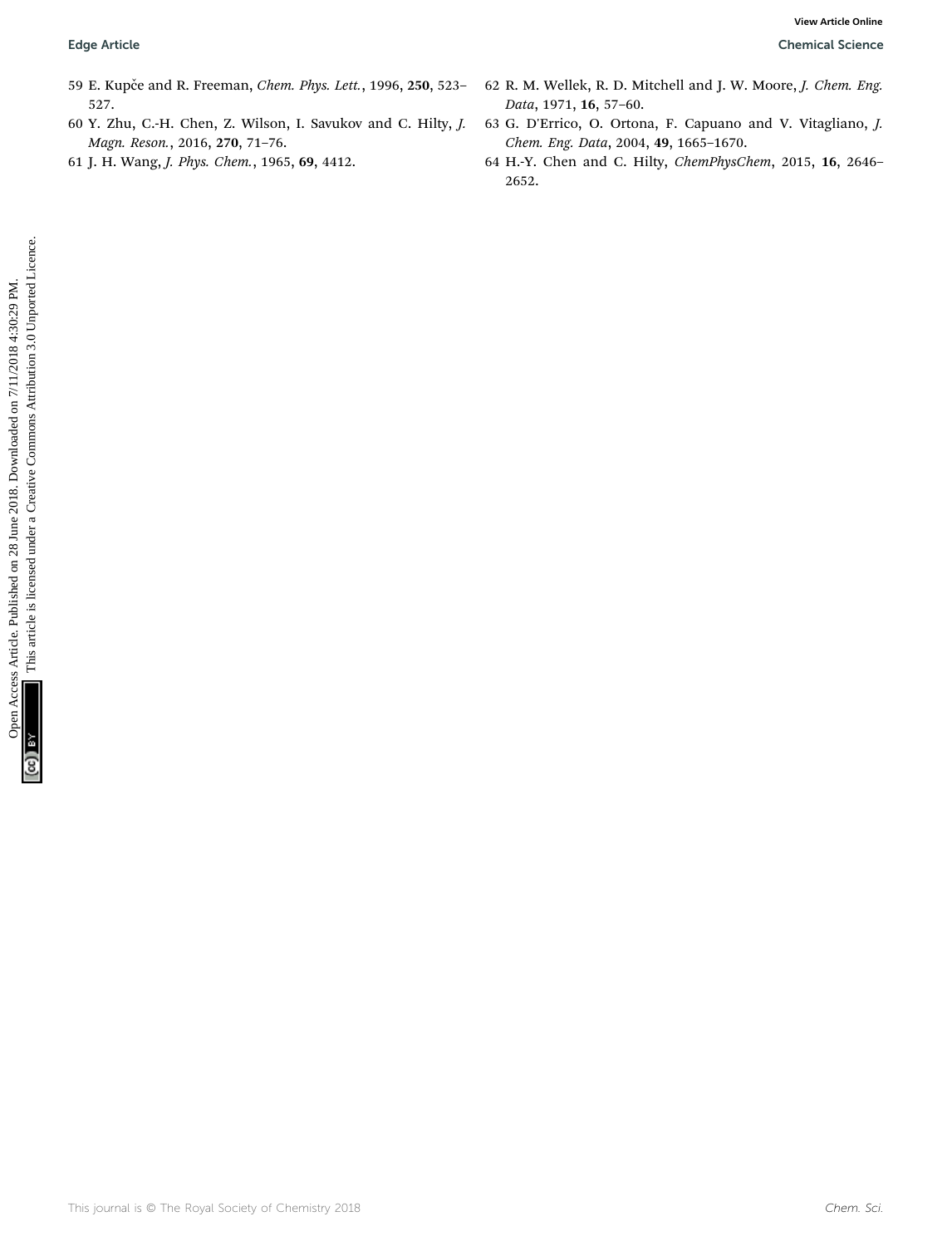59 E. Kupče and R. Freeman, *Chem. Phys. Lett.*, 1996, **250**, 523–527.

60 Y. Zhu, C.-H. Chen, Z. Wilson, I. Savukov and C. Hilty, *J. Magn. Reson.*, 2016, **270**, 71–76.

61 J. H. Wang, *J. Phys. Chem.*, 1965, **69**, 4412.

62 R. M. Wellek, R. D. Mitchell and J. W. Moore, *J. Chem. Eng. Data*, 1971, **16**, 57–60.

63 G. D'Errico, O. Ortona, F. Capuano and V. Vitagliano, *J. Chem. Eng. Data*, 2004, **49**, 1665–1670.

64 H.-Y. Chen and C. Hilty, *ChemPhysChem*, 2015, **16**, 2646–2652.